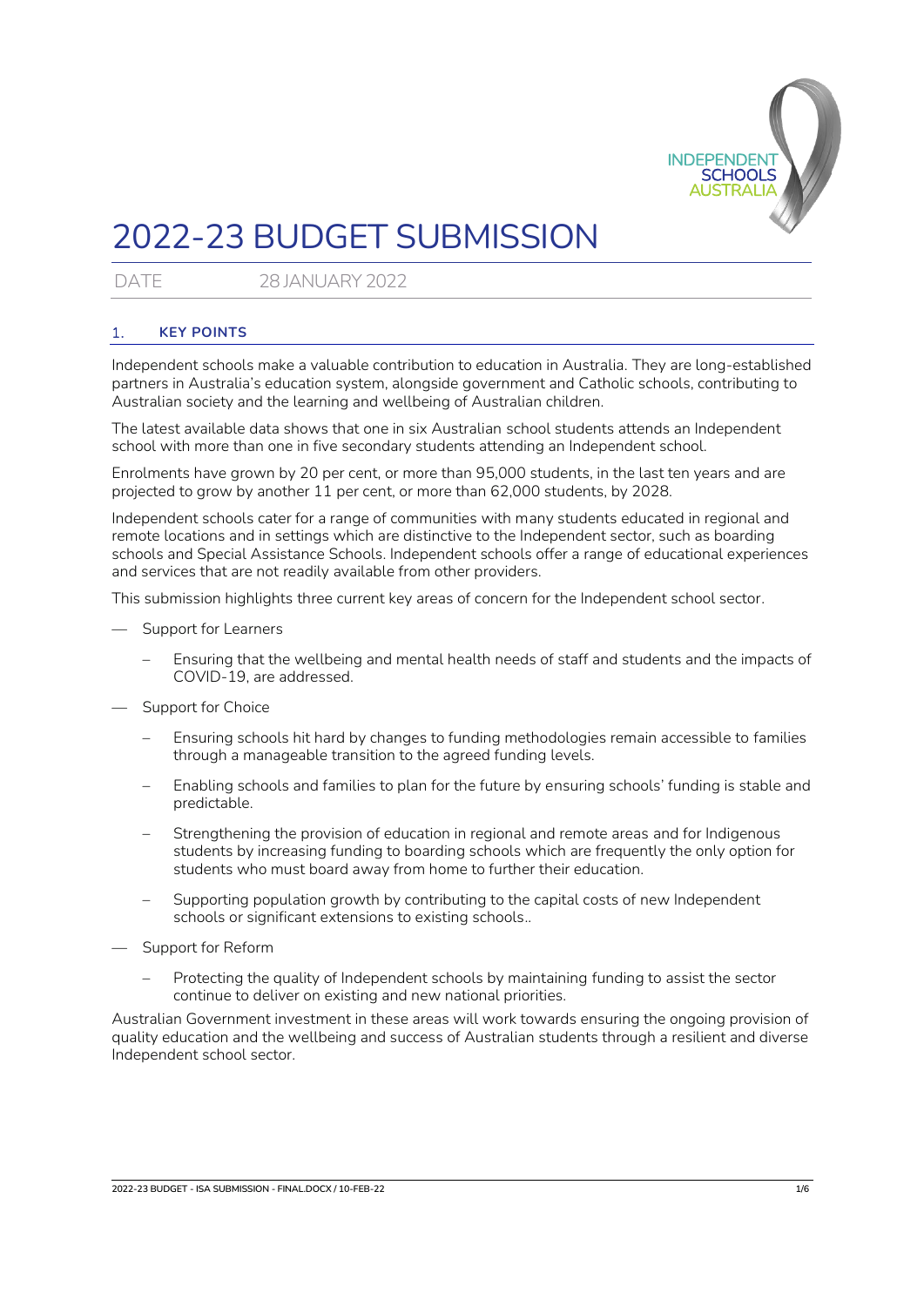# 2022-23 BUDGET SUBMISSION

DATE 28 JANUARY 2022

## 1. KEY POINTS

Independent schools make a valuable contribution to education in Australia. They are long-established partners in Australia's education system, alongside government and Catholic schools, contributing to Australian society and the learning and wellbeing of Australian children.

The latest available data shows that one in six Australian school students attends an Independent school with more than one in five secondary students attending an Independent school.

Enrolments have grown by 20 per cent, or more than 95,000 students, in the last ten years and are projected to grow by another 11 per cent, or more than 62,000 students, by 2028.

Independent schools cater for a range of communities with many students educated in regional and remote locations and in settings which are distinctive to the Independent sector, such as boarding schools and Special Assistance Schools. Independent schools offer a range of educational experiences and services that are not readily available from other providers.

This submission highlights three current key areas of concern for the Independent school sector.

- Support for Learners
  - Ensuring that the wellbeing and mental health needs of staff and students and the impacts of COVID-19, are addressed.
- Support for Choice
  - Ensuring schools hit hard by changes to funding methodologies remain accessible to families through a manageable transition to the agreed funding levels.
  - Enabling schools and families to plan for the future by ensuring schools' funding is stable and predictable.
  - Strengthening the provision of education in regional and remote areas and for Indigenous students by increasing funding to boarding schools which are frequently the only option for students who must board away from home to further their education.
  - Supporting population growth by contributing to the capital costs of new Independent schools or significant extensions to existing schools..
- Support for Reform
  - Protecting the quality of Independent schools by maintaining funding to assist the sector continue to deliver on existing and new national priorities.

Australian Government investment in these areas will work towards ensuring the ongoing provision of quality education and the wellbeing and success of Australian students through a resilient and diverse Independent school sector.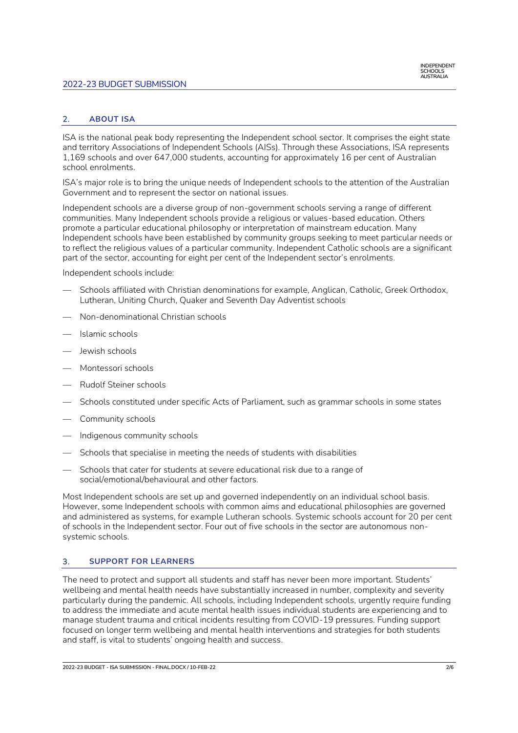## 2. ABOUT ISA

ISA is the national peak body representing the Independent school sector. It comprises the eight state and territory Associations of Independent Schools (AISs). Through these Associations, ISA represents 1,169 schools and over 647,000 students, accounting for approximately 16 per cent of Australian school enrolments.

ISA's major role is to bring the unique needs of Independent schools to the attention of the Australian Government and to represent the sector on national issues.

Independent schools are a diverse group of non-government schools serving a range of different communities. Many Independent schools provide a religious or values-based education. Others promote a particular educational philosophy or interpretation of mainstream education. Many Independent schools have been established by community groups seeking to meet particular needs or to reflect the religious values of a particular community. Independent Catholic schools are a significant part of the sector, accounting for eight per cent of the Independent sector's enrolments.

Independent schools include:

- Schools affiliated with Christian denominations for example, Anglican, Catholic, Greek Orthodox, Lutheran, Uniting Church, Quaker and Seventh Day Adventist schools
- Non-denominational Christian schools
- Islamic schools
- Jewish schools
- Montessori schools
- Rudolf Steiner schools
- Schools constituted under specific Acts of Parliament, such as grammar schools in some states
- Community schools
- Indigenous community schools
- Schools that specialise in meeting the needs of students with disabilities
- Schools that cater for students at severe educational risk due to a range of social/emotional/behavioural and other factors.

Most Independent schools are set up and governed independently on an individual school basis. However, some Independent schools with common aims and educational philosophies are governed and administered as systems, for example Lutheran schools. Systemic schools account for 20 per cent of schools in the Independent sector. Four out of five schools in the sector are autonomous non-systemic schools.

## 3. SUPPORT FOR LEARNERS

The need to protect and support all students and staff has never been more important. Students' wellbeing and mental health needs have substantially increased in number, complexity and severity particularly during the pandemic. All schools, including Independent schools, urgently require funding to address the immediate and acute mental health issues individual students are experiencing and to manage student trauma and critical incidents resulting from COVID-19 pressures. Funding support focused on longer term wellbeing and mental health interventions and strategies for both students and staff, is vital to students' ongoing health and success.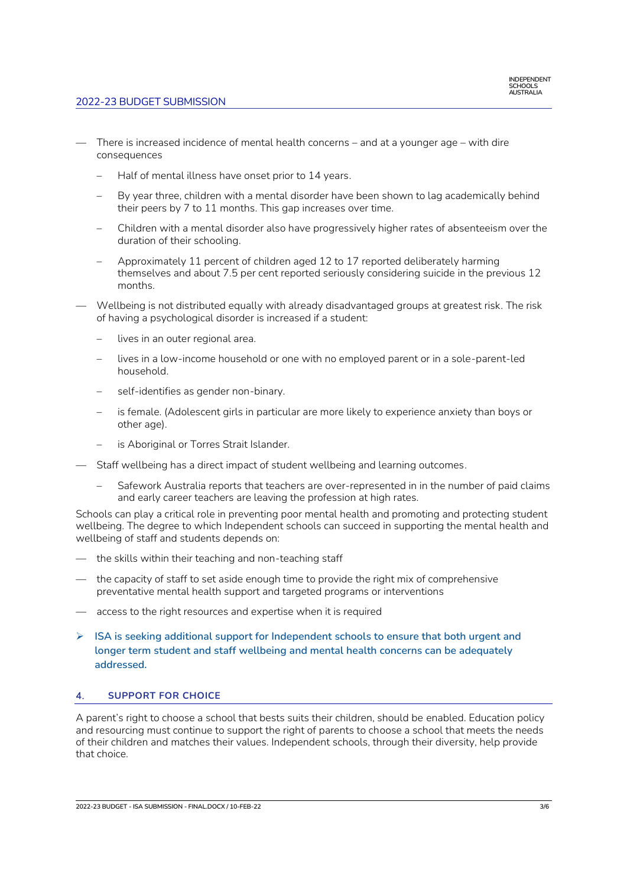- There is increased incidence of mental health concerns – and at a younger age – with dire consequences
  - Half of mental illness have onset prior to 14 years.
  - By year three, children with a mental disorder have been shown to lag academically behind their peers by 7 to 11 months. This gap increases over time.
  - Children with a mental disorder also have progressively higher rates of absenteeism over the duration of their schooling.
  - Approximately 11 percent of children aged 12 to 17 reported deliberately harming themselves and about 7.5 per cent reported seriously considering suicide in the previous 12 months.
- Wellbeing is not distributed equally with already disadvantaged groups at greatest risk. The risk of having a psychological disorder is increased if a student:
  - lives in an outer regional area.
  - lives in a low-income household or one with no employed parent or in a sole-parent-led household.
  - self-identifies as gender non-binary.
  - is female. (Adolescent girls in particular are more likely to experience anxiety than boys or other age).
  - is Aboriginal or Torres Strait Islander.
- Staff wellbeing has a direct impact of student wellbeing and learning outcomes.
  - Safework Australia reports that teachers are over-represented in in the number of paid claims and early career teachers are leaving the profession at high rates.

Schools can play a critical role in preventing poor mental health and promoting and protecting student wellbeing. The degree to which Independent schools can succeed in supporting the mental health and wellbeing of staff and students depends on:

- the skills within their teaching and non-teaching staff
- the capacity of staff to set aside enough time to provide the right mix of comprehensive preventative mental health support and targeted programs or interventions
- access to the right resources and expertise when it is required

> **ISA is seeking additional support for Independent schools to ensure that both urgent and longer term student and staff wellbeing and mental health concerns can be adequately addressed.**

## 4. SUPPORT FOR CHOICE

A parent's right to choose a school that bests suits their children, should be enabled. Education policy and resourcing must continue to support the right of parents to choose a school that meets the needs of their children and matches their values. Independent schools, through their diversity, help provide that choice.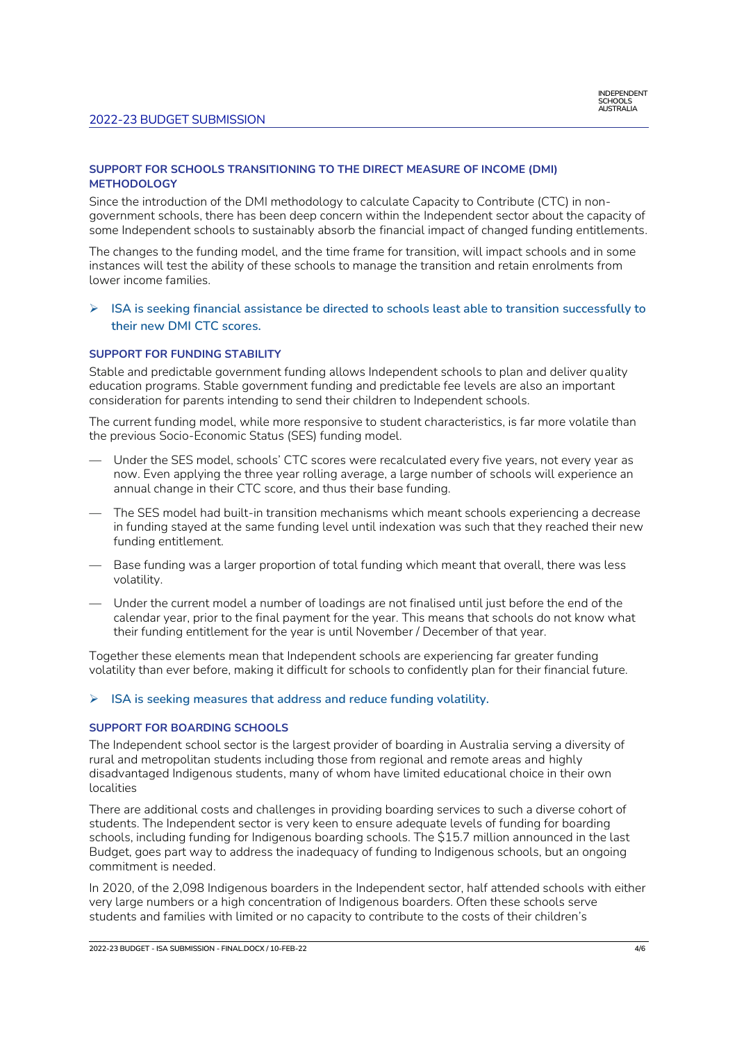### SUPPORT FOR SCHOOLS TRANSITIONING TO THE DIRECT MEASURE OF INCOME (DMI) METHODOLOGY

Since the introduction of the DMI methodology to calculate Capacity to Contribute (CTC) in non-government schools, there has been deep concern within the Independent sector about the capacity of some Independent schools to sustainably absorb the financial impact of changed funding entitlements.

The changes to the funding model, and the time frame for transition, will impact schools and in some instances will test the ability of these schools to manage the transition and retain enrolments from lower income families.

- **ISA is seeking financial assistance be directed to schools least able to transition successfully to their new DMI CTC scores.**

### SUPPORT FOR FUNDING STABILITY

Stable and predictable government funding allows Independent schools to plan and deliver quality education programs. Stable government funding and predictable fee levels are also an important consideration for parents intending to send their children to Independent schools.

The current funding model, while more responsive to student characteristics, is far more volatile than the previous Socio-Economic Status (SES) funding model.

- Under the SES model, schools' CTC scores were recalculated every five years, not every year as now. Even applying the three year rolling average, a large number of schools will experience an annual change in their CTC score, and thus their base funding.
- The SES model had built-in transition mechanisms which meant schools experiencing a decrease in funding stayed at the same funding level until indexation was such that they reached their new funding entitlement.
- Base funding was a larger proportion of total funding which meant that overall, there was less volatility.
- Under the current model a number of loadings are not finalised until just before the end of the calendar year, prior to the final payment for the year. This means that schools do not know what their funding entitlement for the year is until November / December of that year.

Together these elements mean that Independent schools are experiencing far greater funding volatility than ever before, making it difficult for schools to confidently plan for their financial future.

- **ISA is seeking measures that address and reduce funding volatility.**

### SUPPORT FOR BOARDING SCHOOLS

The Independent school sector is the largest provider of boarding in Australia serving a diversity of rural and metropolitan students including those from regional and remote areas and highly disadvantaged Indigenous students, many of whom have limited educational choice in their own localities

There are additional costs and challenges in providing boarding services to such a diverse cohort of students. The Independent sector is very keen to ensure adequate levels of funding for boarding schools, including funding for Indigenous boarding schools. The $15.7 million announced in the last Budget, goes part way to address the inadequacy of funding to Indigenous schools, but an ongoing commitment is needed.

In 2020, of the 2,098 Indigenous boarders in the Independent sector, half attended schools with either very large numbers or a high concentration of Indigenous boarders. Often these schools serve students and families with limited or no capacity to contribute to the costs of their children's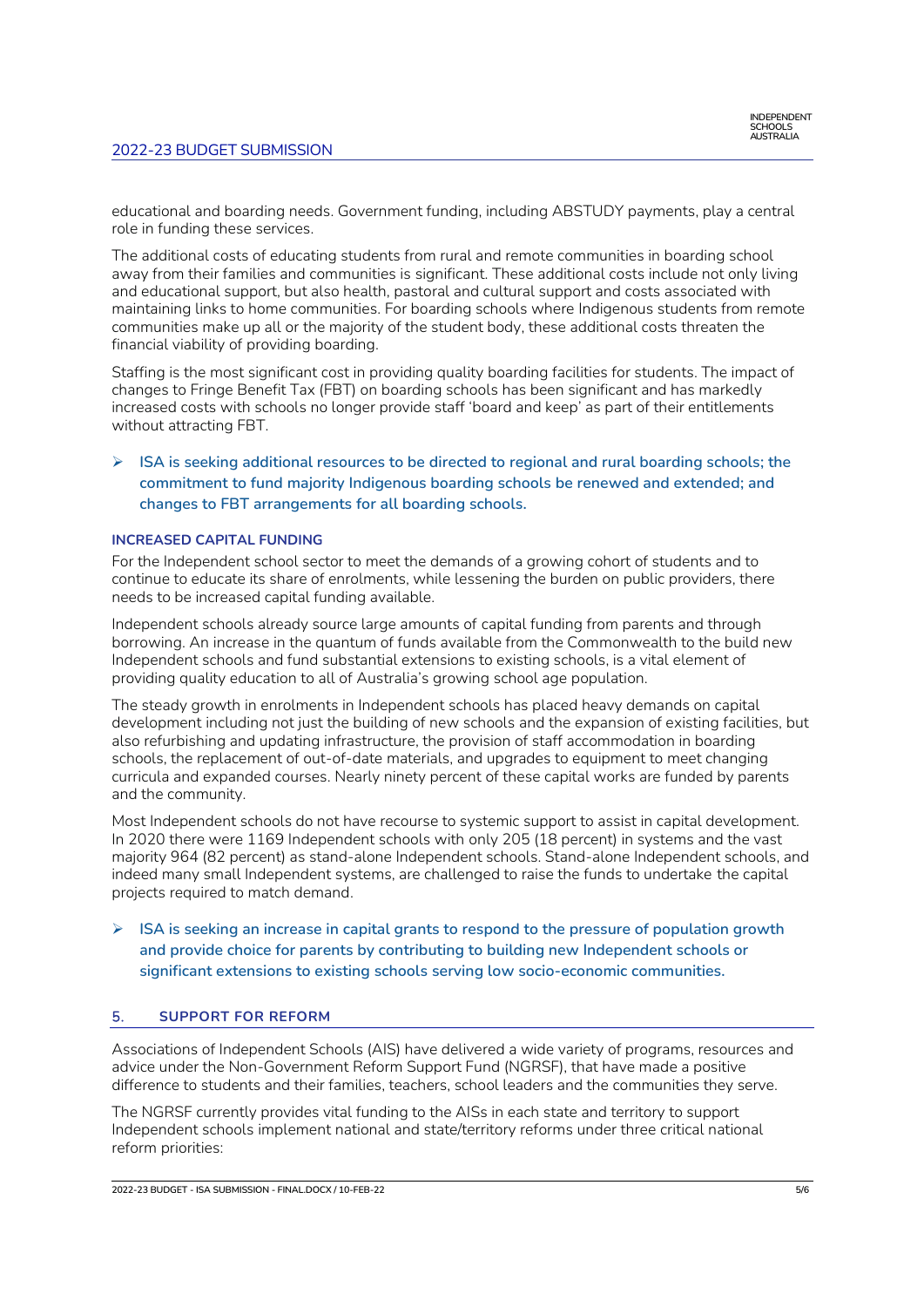educational and boarding needs. Government funding, including ABSTUDY payments, play a central role in funding these services.

The additional costs of educating students from rural and remote communities in boarding school away from their families and communities is significant. These additional costs include not only living and educational support, but also health, pastoral and cultural support and costs associated with maintaining links to home communities. For boarding schools where Indigenous students from remote communities make up all or the majority of the student body, these additional costs threaten the financial viability of providing boarding.

Staffing is the most significant cost in providing quality boarding facilities for students. The impact of changes to Fringe Benefit Tax (FBT) on boarding schools has been significant and has markedly increased costs with schools no longer provide staff 'board and keep' as part of their entitlements without attracting FBT.

- **ISA is seeking additional resources to be directed to regional and rural boarding schools; the commitment to fund majority Indigenous boarding schools be renewed and extended; and changes to FBT arrangements for all boarding schools.**

### INCREASED CAPITAL FUNDING

For the Independent school sector to meet the demands of a growing cohort of students and to continue to educate its share of enrolments, while lessening the burden on public providers, there needs to be increased capital funding available.

Independent schools already source large amounts of capital funding from parents and through borrowing. An increase in the quantum of funds available from the Commonwealth to the build new Independent schools and fund substantial extensions to existing schools, is a vital element of providing quality education to all of Australia's growing school age population.

The steady growth in enrolments in Independent schools has placed heavy demands on capital development including not just the building of new schools and the expansion of existing facilities, but also refurbishing and updating infrastructure, the provision of staff accommodation in boarding schools, the replacement of out-of-date materials, and upgrades to equipment to meet changing curricula and expanded courses. Nearly ninety percent of these capital works are funded by parents and the community.

Most Independent schools do not have recourse to systemic support to assist in capital development. In 2020 there were 1169 Independent schools with only 205 (18 percent) in systems and the vast majority 964 (82 percent) as stand-alone Independent schools. Stand-alone Independent schools, and indeed many small Independent systems, are challenged to raise the funds to undertake the capital projects required to match demand.

- **ISA is seeking an increase in capital grants to respond to the pressure of population growth and provide choice for parents by contributing to building new Independent schools or significant extensions to existing schools serving low socio-economic communities.**

## 5. SUPPORT FOR REFORM

Associations of Independent Schools (AIS) have delivered a wide variety of programs, resources and advice under the Non-Government Reform Support Fund (NGRSF), that have made a positive difference to students and their families, teachers, school leaders and the communities they serve.

The NGRSF currently provides vital funding to the AISs in each state and territory to support Independent schools implement national and state/territory reforms under three critical national reform priorities: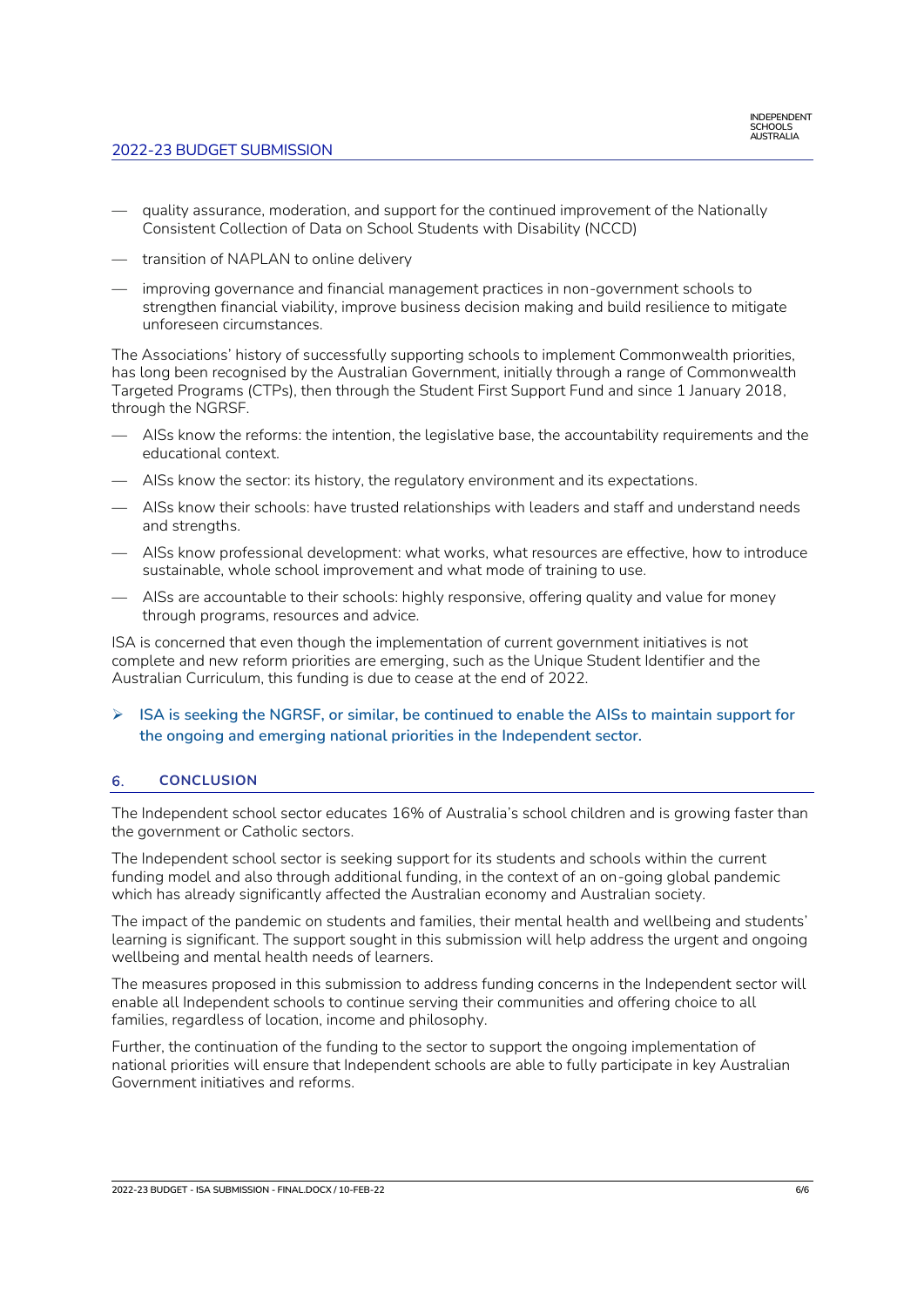- quality assurance, moderation, and support for the continued improvement of the Nationally Consistent Collection of Data on School Students with Disability (NCCD)
- transition of NAPLAN to online delivery
- improving governance and financial management practices in non-government schools to strengthen financial viability, improve business decision making and build resilience to mitigate unforeseen circumstances.

The Associations' history of successfully supporting schools to implement Commonwealth priorities, has long been recognised by the Australian Government, initially through a range of Commonwealth Targeted Programs (CTPs), then through the Student First Support Fund and since 1 January 2018, through the NGRSF.

- AISs know the reforms: the intention, the legislative base, the accountability requirements and the educational context.
- AISs know the sector: its history, the regulatory environment and its expectations.
- AISs know their schools: have trusted relationships with leaders and staff and understand needs and strengths.
- AISs know professional development: what works, what resources are effective, how to introduce sustainable, whole school improvement and what mode of training to use.
- AISs are accountable to their schools: highly responsive, offering quality and value for money through programs, resources and advice.

ISA is concerned that even though the implementation of current government initiatives is not complete and new reform priorities are emerging, such as the Unique Student Identifier and the Australian Curriculum, this funding is due to cease at the end of 2022.

- **ISA is seeking the NGRSF, or similar, be continued to enable the AISs to maintain support for the ongoing and emerging national priorities in the Independent sector.**

## 6. CONCLUSION

The Independent school sector educates 16% of Australia's school children and is growing faster than the government or Catholic sectors.

The Independent school sector is seeking support for its students and schools within the current funding model and also through additional funding, in the context of an on-going global pandemic which has already significantly affected the Australian economy and Australian society.

The impact of the pandemic on students and families, their mental health and wellbeing and students' learning is significant. The support sought in this submission will help address the urgent and ongoing wellbeing and mental health needs of learners.

The measures proposed in this submission to address funding concerns in the Independent sector will enable all Independent schools to continue serving their communities and offering choice to all families, regardless of location, income and philosophy.

Further, the continuation of the funding to the sector to support the ongoing implementation of national priorities will ensure that Independent schools are able to fully participate in key Australian Government initiatives and reforms.